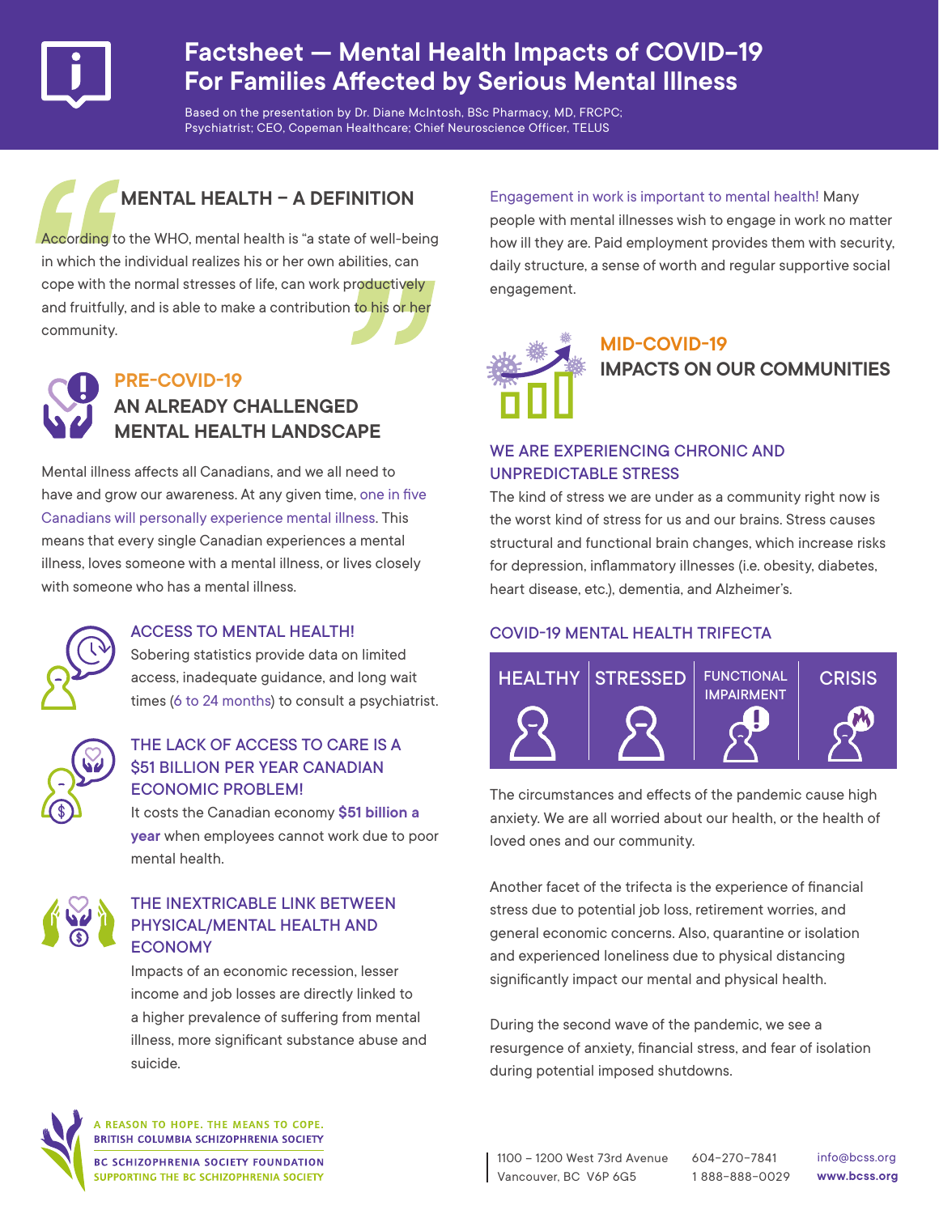# Factsheet — Mental Health Impacts of COVID-19 For Families Affected by Serious Mental Illness

Based on the presentation by Dr. Diane McIntosh, BSc Pharmacy, MD, FRCPC; Psychiatrist; CEO, Copeman Healthcare; Chief Neuroscience Officer, TELUS

## MENTAL HEALTH – A DEFINITION

According to the WHO, mental health is "a state of well-being in which the individual realizes his or her own abilities, can cope with the normal stresses of life, can work productively and fruitfully, and is able to make a contribution to his or her community.

## PRE-COVID-19 AN ALREADY CHALLENGED MENTAL HEALTH LANDSCAPE

Mental illness affects all Canadians, and we all need to have and grow our awareness. At any given time, one in five Canadians will personally experience mental illness. This means that every single Canadian experiences a mental illness, loves someone with a mental illness, or lives closely with someone who has a mental illness.

### ACCESS TO MENTAL HEALTH!

Sobering statistics provide data on limited access, inadequate guidance, and long wait times (6 to 24 months) to consult a psychiatrist.

### THE LACK OF ACCESS TO CARE IS A $51 BILLION PER YEAR CANADIAN ECONOMIC PROBLEM!

It costs the Canadian economy **$51 billion a year** when employees cannot work due to poor mental health.

### THE INEXTRICABLE LINK BETWEEN PHYSICAL/MENTAL HEALTH AND ECONOMY

Impacts of an economic recession, lesser income and job losses are directly linked to a higher prevalence of suffering from mental illness, more significant substance abuse and suicide.

Engagement in work is important to mental health! Many people with mental illnesses wish to engage in work no matter how ill they are. Paid employment provides them with security, daily structure, a sense of worth and regular supportive social engagement.

## MID-COVID-19 IMPACTS ON OUR COMMUNITIES

### WE ARE EXPERIENCING CHRONIC AND UNPREDICTABLE STRESS

The kind of stress we are under as a community right now is the worst kind of stress for us and our brains. Stress causes structural and functional brain changes, which increase risks for depression, inflammatory illnesses (i.e. obesity, diabetes, heart disease, etc.), dementia, and Alzheimer's.

### COVID-19 MENTAL HEALTH TRIFECTA

| HEALTHY | STRESSED | FUNCTIONAL IMPAIRMENT | CRISIS |
|---|---|---|---|

The circumstances and effects of the pandemic cause high anxiety. We are all worried about our health, or the health of loved ones and our community.

Another facet of the trifecta is the experience of financial stress due to potential job loss, retirement worries, and general economic concerns. Also, quarantine or isolation and experienced loneliness due to physical distancing significantly impact our mental and physical health.

During the second wave of the pandemic, we see a resurgence of anxiety, financial stress, and fear of isolation during potential imposed shutdowns.

A REASON TO HOPE. THE MEANS TO COPE.
BRITISH COLUMBIA SCHIZOPHRENIA SOCIETY
BC SCHIZOPHRENIA SOCIETY FOUNDATION
SUPPORTING THE BC SCHIZOPHRENIA SOCIETY

1100 – 1200 West 73rd Avenue
Vancouver, BC V6P 6G5
604-270-7841
1 888-888-0029
info@bcss.org
**www.bcss.org**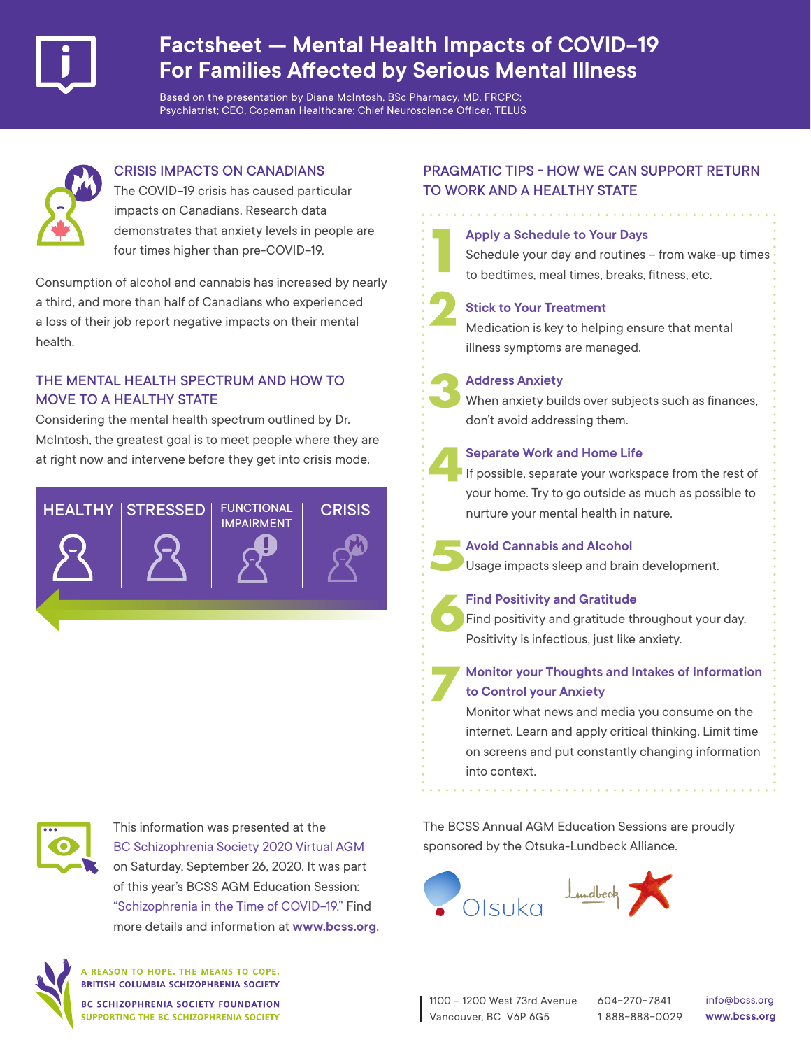# Factsheet — Mental Health Impacts of COVID-19 For Families Affected by Serious Mental Illness

Based on the presentation by Diane McIntosh, BSc Pharmacy, MD, FRCPC; Psychiatrist; CEO, Copeman Healthcare; Chief Neuroscience Officer, TELUS

## CRISIS IMPACTS ON CANADIANS

The COVID-19 crisis has caused particular impacts on Canadians. Research data demonstrates that anxiety levels in people are four times higher than pre-COVID-19.

Consumption of alcohol and cannabis has increased by nearly a third, and more than half of Canadians who experienced a loss of their job report negative impacts on their mental health.

## THE MENTAL HEALTH SPECTRUM AND HOW TO MOVE TO A HEALTHY STATE

Considering the mental health spectrum outlined by Dr. McIntosh, the greatest goal is to meet people where they are at right now and intervene before they get into crisis mode.

HEALTHY

STRESSED

FUNCTIONAL IMPAIRMENT

CRISIS

## PRAGMATIC TIPS - HOW WE CAN SUPPORT RETURN TO WORK AND A HEALTHY STATE

1. **Apply a Schedule to Your Days**
   Schedule your day and routines – from wake-up times to bedtimes, meal times, breaks, fitness, etc.

2. **Stick to Your Treatment**
   Medication is key to helping ensure that mental illness symptoms are managed.

3. **Address Anxiety**
   When anxiety builds over subjects such as finances, don't avoid addressing them.

4. **Separate Work and Home Life**
   If possible, separate your workspace from the rest of your home. Try to go outside as much as possible to nurture your mental health in nature.

5. **Avoid Cannabis and Alcohol**
   Usage impacts sleep and brain development.

6. **Find Positivity and Gratitude**
   Find positivity and gratitude throughout your day. Positivity is infectious, just like anxiety.

7. **Monitor your Thoughts and Intakes of Information to Control your Anxiety**
   Monitor what news and media you consume on the internet. Learn and apply critical thinking. Limit time on screens and put constantly changing information into context.

This information was presented at the BC Schizophrenia Society 2020 Virtual AGM on Saturday, September 26, 2020. It was part of this year's BCSS AGM Education Session: "Schizophrenia in the Time of COVID-19." Find more details and information at **www.bcss.org**.

The BCSS Annual AGM Education Sessions are proudly sponsored by the Otsuka-Lundbeck Alliance.

Otsuka

Lundbeck

A REASON TO HOPE. THE MEANS TO COPE.
BRITISH COLUMBIA SCHIZOPHRENIA SOCIETY

BC SCHIZOPHRENIA SOCIETY FOUNDATION
SUPPORTING THE BC SCHIZOPHRENIA SOCIETY

1100 – 1200 West 73rd Avenue
Vancouver, BC V6P 6G5

604-270-7841
1 888-888-0029

info@bcss.org
**www.bcss.org**